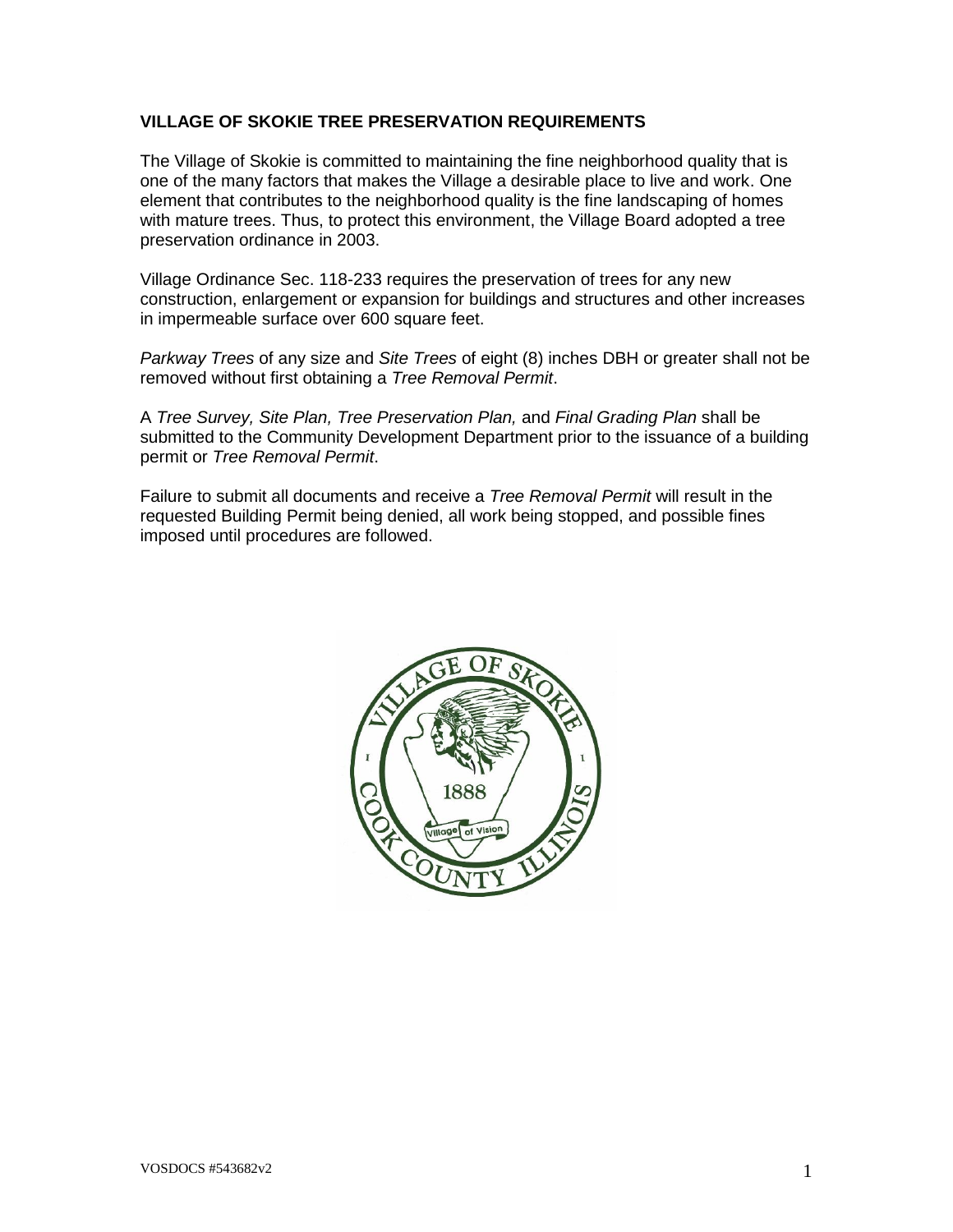**VILLAGE OF SKOKIE TREE PRESERVATION REQUIREMENTS**

The Village of Skokie is committed to maintaining the fine neighborhood quality that is one of the many factors that makes the Village a desirable place to live and work. One element that contributes to the neighborhood quality is the fine landscaping of homes with mature trees. Thus, to protect this environment, the Village Board adopted a tree preservation ordinance in 2003.

Village Ordinance Sec. 118-233 requires the preservation of trees for any new construction, enlargement or expansion for buildings and structures and other increases in impermeable surface over 600 square feet.

*Parkway Trees* of any size and *Site Trees* of eight (8) inches DBH or greater shall not be removed without first obtaining a *Tree Removal Permit*.

A *Tree Survey, Site Plan, Tree Preservation Plan,* and *Final Grading Plan* shall be submitted to the Community Development Department prior to the issuance of a building permit or *Tree Removal Permit*.

Failure to submit all documents and receive a *Tree Removal Permit* will result in the requested Building Permit being denied, all work being stopped, and possible fines imposed until procedures are followed.

VOSDOCS #543682v2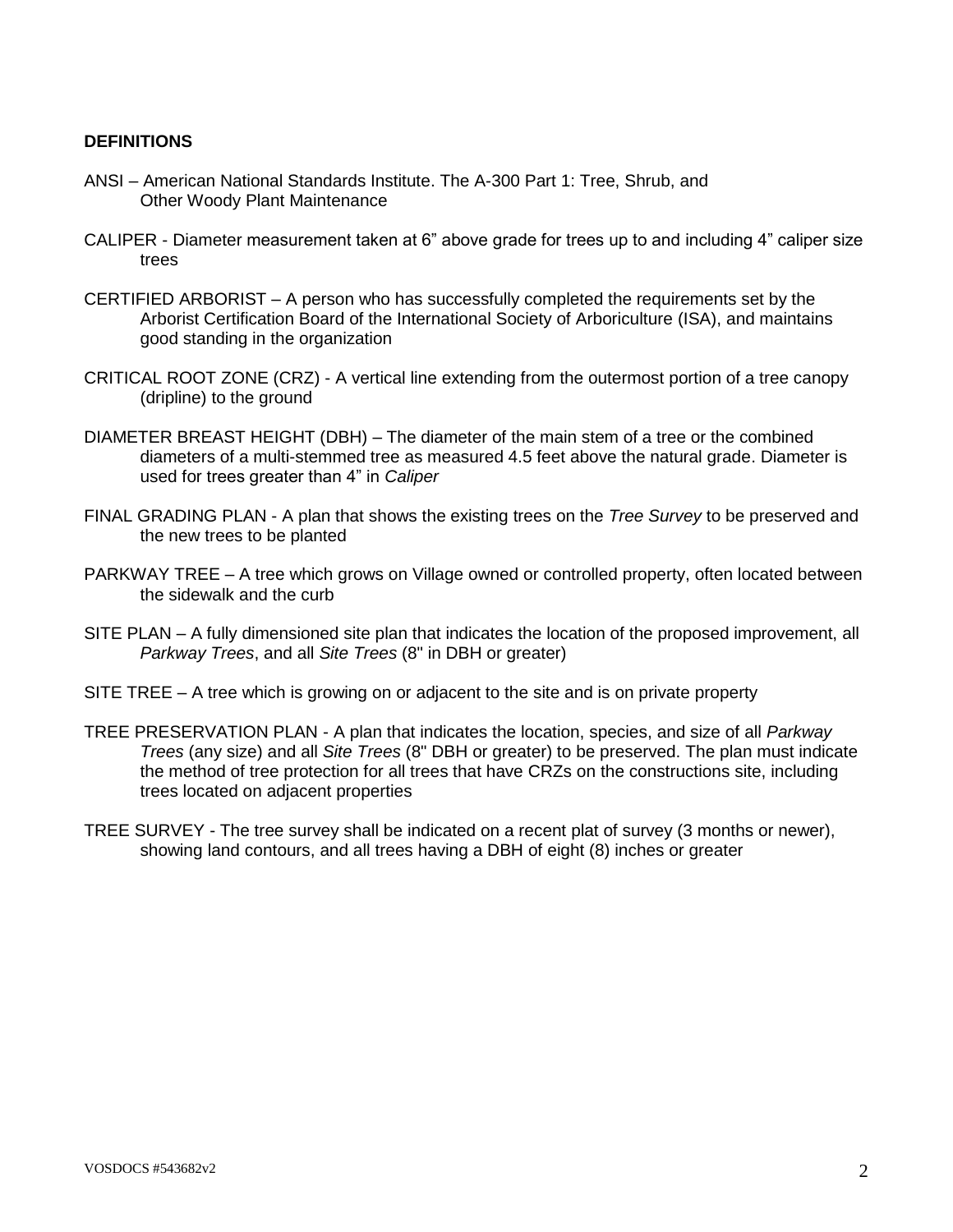**DEFINITIONS**

ANSI – American National Standards Institute. The A-300 Part 1: Tree, Shrub, and Other Woody Plant Maintenance

CALIPER - Diameter measurement taken at 6" above grade for trees up to and including 4" caliper size trees

CERTIFIED ARBORIST – A person who has successfully completed the requirements set by the Arborist Certification Board of the International Society of Arboriculture (ISA), and maintains good standing in the organization

CRITICAL ROOT ZONE (CRZ) - A vertical line extending from the outermost portion of a tree canopy (dripline) to the ground

DIAMETER BREAST HEIGHT (DBH) – The diameter of the main stem of a tree or the combined diameters of a multi-stemmed tree as measured 4.5 feet above the natural grade. Diameter is used for trees greater than 4" in *Caliper*

FINAL GRADING PLAN - A plan that shows the existing trees on the *Tree Survey* to be preserved and the new trees to be planted

PARKWAY TREE – A tree which grows on Village owned or controlled property, often located between the sidewalk and the curb

SITE PLAN – A fully dimensioned site plan that indicates the location of the proposed improvement, all *Parkway Trees*, and all *Site Trees* (8" in DBH or greater)

SITE TREE – A tree which is growing on or adjacent to the site and is on private property

TREE PRESERVATION PLAN - A plan that indicates the location, species, and size of all *Parkway Trees* (any size) and all *Site Trees* (8" DBH or greater) to be preserved. The plan must indicate the method of tree protection for all trees that have CRZs on the constructions site, including trees located on adjacent properties

TREE SURVEY - The tree survey shall be indicated on a recent plat of survey (3 months or newer), showing land contours, and all trees having a DBH of eight (8) inches or greater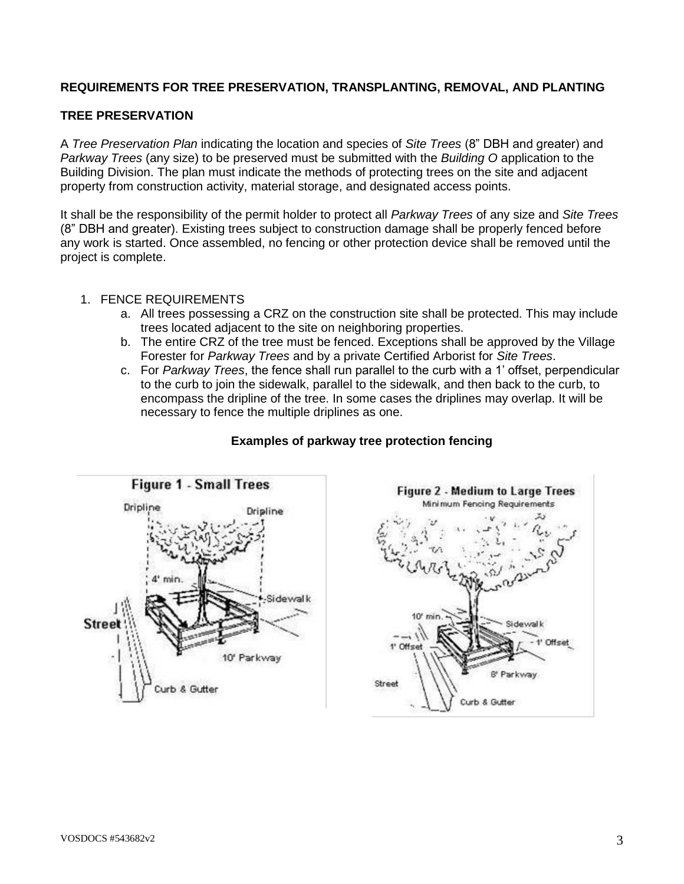## REQUIREMENTS FOR TREE PRESERVATION, TRANSPLANTING, REMOVAL, AND PLANTING

### TREE PRESERVATION

A *Tree Preservation Plan* indicating the location and species of *Site Trees* (8" DBH and greater) and *Parkway Trees* (any size) to be preserved must be submitted with the *Building O* application to the Building Division. The plan must indicate the methods of protecting trees on the site and adjacent property from construction activity, material storage, and designated access points.

It shall be the responsibility of the permit holder to protect all *Parkway Trees* of any size and *Site Trees* (8" DBH and greater). Existing trees subject to construction damage shall be properly fenced before any work is started. Once assembled, no fencing or other protection device shall be removed until the project is complete.

1. FENCE REQUIREMENTS
   a. All trees possessing a CRZ on the construction site shall be protected. This may include trees located adjacent to the site on neighboring properties.
   b. The entire CRZ of the tree must be fenced. Exceptions shall be approved by the Village Forester for *Parkway Trees* and by a private Certified Arborist for *Site Trees*.
   c. For *Parkway Trees*, the fence shall run parallel to the curb with a 1' offset, perpendicular to the curb to join the sidewalk, parallel to the sidewalk, and then back to the curb, to encompass the dripline of the tree. In some cases the driplines may overlap. It will be necessary to fence the multiple driplines as one.

**Examples of parkway tree protection fencing**

Figure 1 - Small Trees

Figure 2 - Medium to Large Trees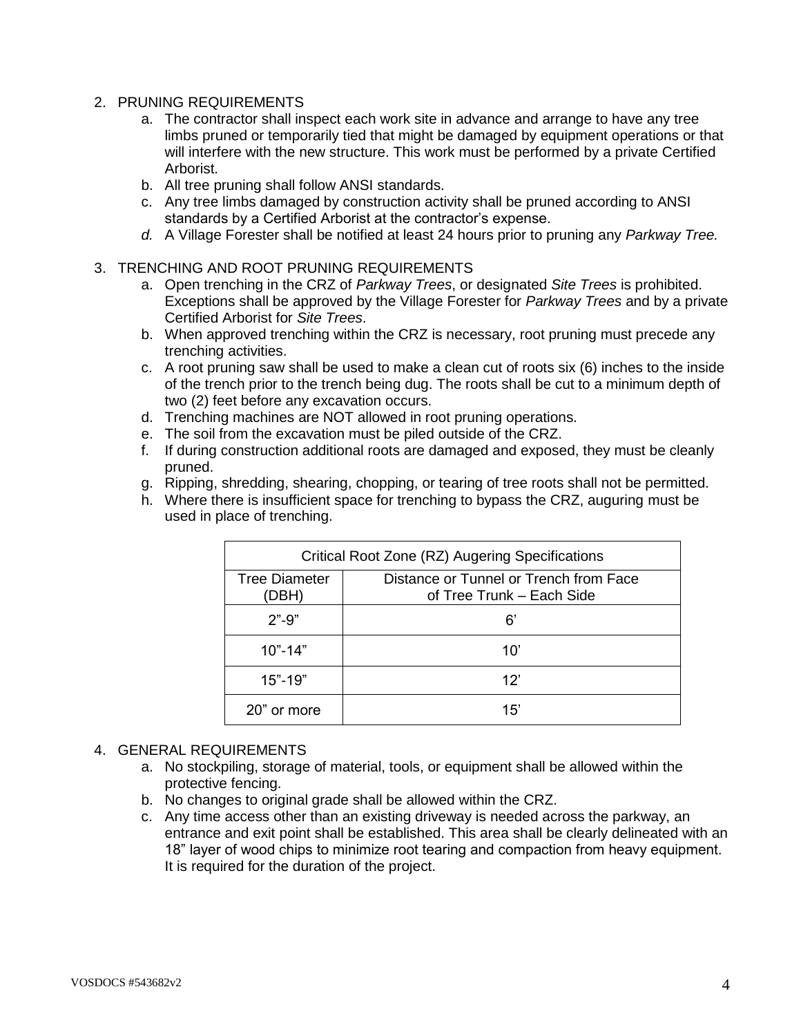2. PRUNING REQUIREMENTS
    a. The contractor shall inspect each work site in advance and arrange to have any tree limbs pruned or temporarily tied that might be damaged by equipment operations or that will interfere with the new structure. This work must be performed by a private Certified Arborist.
    b. All tree pruning shall follow ANSI standards.
    c. Any tree limbs damaged by construction activity shall be pruned according to ANSI standards by a Certified Arborist at the contractor's expense.
    *d.* A Village Forester shall be notified at least 24 hours prior to pruning any *Parkway Tree.*

3. TRENCHING AND ROOT PRUNING REQUIREMENTS
    a. Open trenching in the CRZ of *Parkway Trees*, or designated *Site Trees* is prohibited. Exceptions shall be approved by the Village Forester for *Parkway Trees* and by a private Certified Arborist for *Site Trees*.
    b. When approved trenching within the CRZ is necessary, root pruning must precede any trenching activities.
    c. A root pruning saw shall be used to make a clean cut of roots six (6) inches to the inside of the trench prior to the trench being dug. The roots shall be cut to a minimum depth of two (2) feet before any excavation occurs.
    d. Trenching machines are NOT allowed in root pruning operations.
    e. The soil from the excavation must be piled outside of the CRZ.
    f. If during construction additional roots are damaged and exposed, they must be cleanly pruned.
    g. Ripping, shredding, shearing, chopping, or tearing of tree roots shall not be permitted.
    h. Where there is insufficient space for trenching to bypass the CRZ, auguring must be used in place of trenching.

| Critical Root Zone (RZ) Augering Specifications | |
|---|---|
| Tree Diameter (DBH) | Distance or Tunnel or Trench from Face of Tree Trunk – Each Side |
| 2"-9" | 6' |
| 10"-14" | 10' |
| 15"-19" | 12' |
| 20" or more | 15' |

4. GENERAL REQUIREMENTS
    a. No stockpiling, storage of material, tools, or equipment shall be allowed within the protective fencing.
    b. No changes to original grade shall be allowed within the CRZ.
    c. Any time access other than an existing driveway is needed across the parkway, an entrance and exit point shall be established. This area shall be clearly delineated with an 18" layer of wood chips to minimize root tearing and compaction from heavy equipment. It is required for the duration of the project.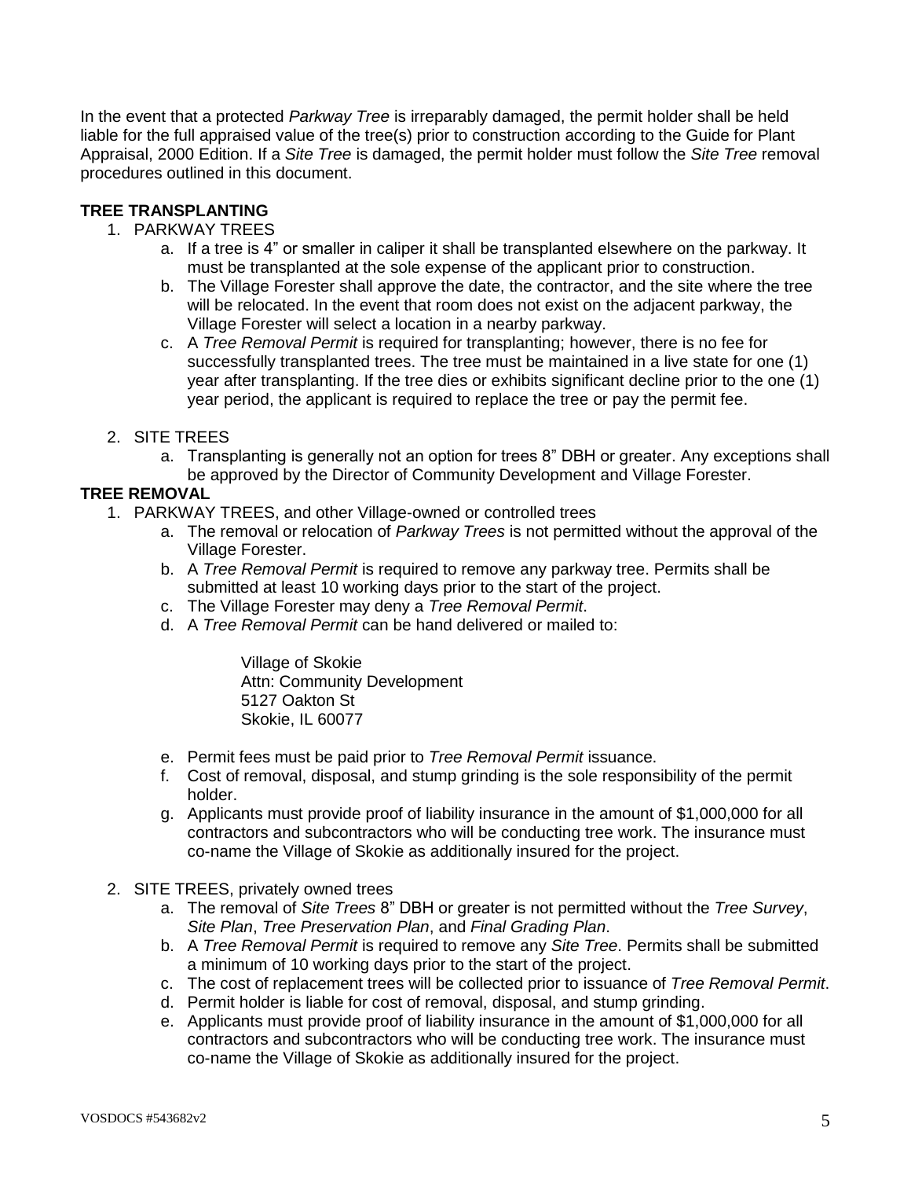In the event that a protected *Parkway Tree* is irreparably damaged, the permit holder shall be held liable for the full appraised value of the tree(s) prior to construction according to the Guide for Plant Appraisal, 2000 Edition. If a *Site Tree* is damaged, the permit holder must follow the *Site Tree* removal procedures outlined in this document.

**TREE TRANSPLANTING**

1. PARKWAY TREES
   a. If a tree is 4" or smaller in caliper it shall be transplanted elsewhere on the parkway. It must be transplanted at the sole expense of the applicant prior to construction.
   b. The Village Forester shall approve the date, the contractor, and the site where the tree will be relocated. In the event that room does not exist on the adjacent parkway, the Village Forester will select a location in a nearby parkway.
   c. A *Tree Removal Permit* is required for transplanting; however, there is no fee for successfully transplanted trees. The tree must be maintained in a live state for one (1) year after transplanting. If the tree dies or exhibits significant decline prior to the one (1) year period, the applicant is required to replace the tree or pay the permit fee.

2. SITE TREES
   a. Transplanting is generally not an option for trees 8" DBH or greater. Any exceptions shall be approved by the Director of Community Development and Village Forester.

**TREE REMOVAL**

1. PARKWAY TREES, and other Village-owned or controlled trees
   a. The removal or relocation of *Parkway Trees* is not permitted without the approval of the Village Forester.
   b. A *Tree Removal Permit* is required to remove any parkway tree. Permits shall be submitted at least 10 working days prior to the start of the project.
   c. The Village Forester may deny a *Tree Removal Permit*.
   d. A *Tree Removal Permit* can be hand delivered or mailed to:

      Village of Skokie
      Attn: Community Development
      5127 Oakton St
      Skokie, IL 60077

   e. Permit fees must be paid prior to *Tree Removal Permit* issuance.
   f. Cost of removal, disposal, and stump grinding is the sole responsibility of the permit holder.
   g. Applicants must provide proof of liability insurance in the amount of $1,000,000 for all contractors and subcontractors who will be conducting tree work. The insurance must co-name the Village of Skokie as additionally insured for the project.

2. SITE TREES, privately owned trees
   a. The removal of *Site Trees* 8" DBH or greater is not permitted without the *Tree Survey*, *Site Plan*, *Tree Preservation Plan*, and *Final Grading Plan*.
   b. A *Tree Removal Permit* is required to remove any *Site Tree*. Permits shall be submitted a minimum of 10 working days prior to the start of the project.
   c. The cost of replacement trees will be collected prior to issuance of *Tree Removal Permit*.
   d. Permit holder is liable for cost of removal, disposal, and stump grinding.
   e. Applicants must provide proof of liability insurance in the amount of $1,000,000 for all contractors and subcontractors who will be conducting tree work. The insurance must co-name the Village of Skokie as additionally insured for the project.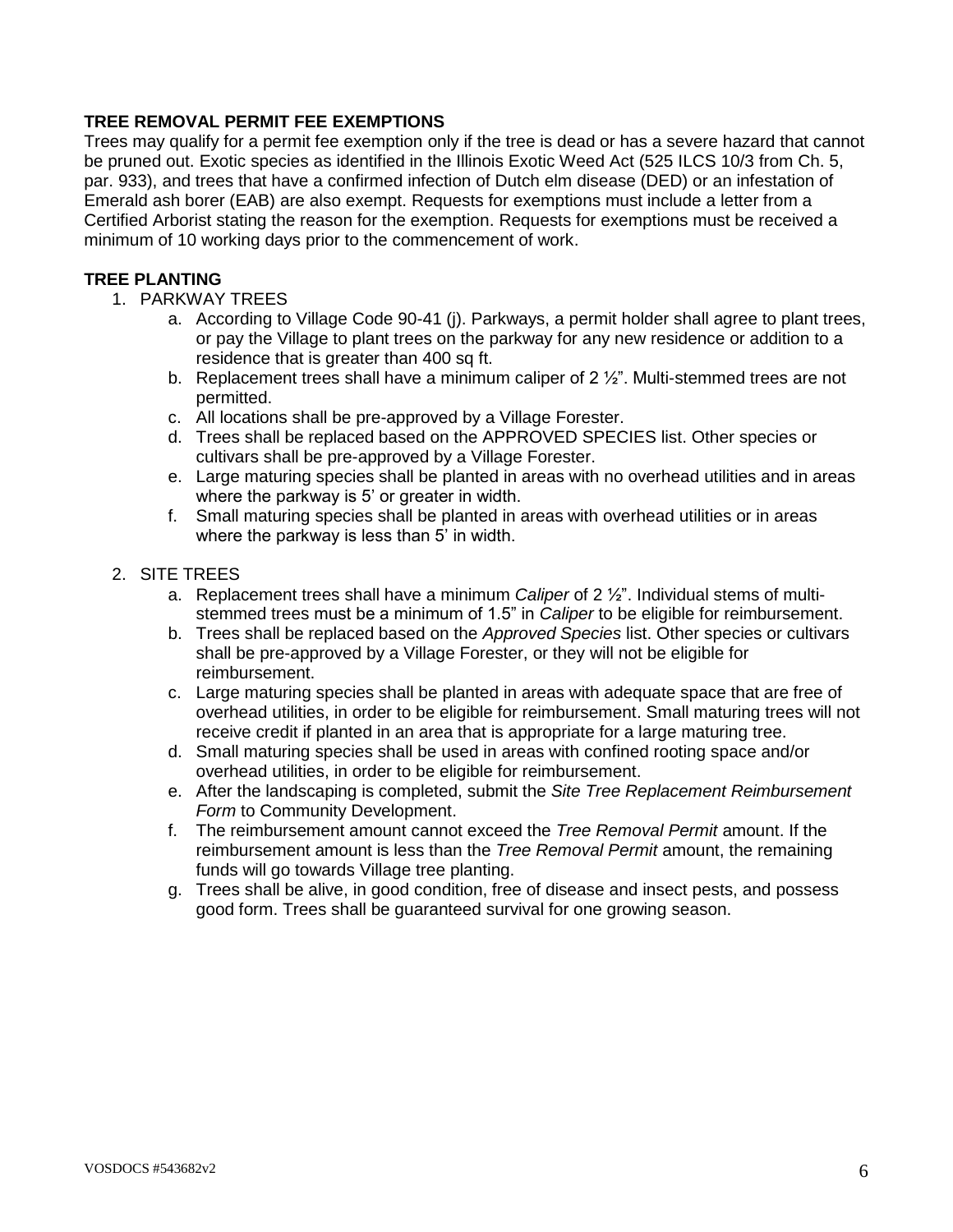**TREE REMOVAL PERMIT FEE EXEMPTIONS**

Trees may qualify for a permit fee exemption only if the tree is dead or has a severe hazard that cannot be pruned out. Exotic species as identified in the Illinois Exotic Weed Act (525 ILCS 10/3 from Ch. 5, par. 933), and trees that have a confirmed infection of Dutch elm disease (DED) or an infestation of Emerald ash borer (EAB) are also exempt. Requests for exemptions must include a letter from a Certified Arborist stating the reason for the exemption. Requests for exemptions must be received a minimum of 10 working days prior to the commencement of work.

**TREE PLANTING**

1. PARKWAY TREES
   a. According to Village Code 90-41 (j). Parkways, a permit holder shall agree to plant trees, or pay the Village to plant trees on the parkway for any new residence or addition to a residence that is greater than 400 sq ft.
   b. Replacement trees shall have a minimum caliper of 2 ½". Multi-stemmed trees are not permitted.
   c. All locations shall be pre-approved by a Village Forester.
   d. Trees shall be replaced based on the APPROVED SPECIES list. Other species or cultivars shall be pre-approved by a Village Forester.
   e. Large maturing species shall be planted in areas with no overhead utilities and in areas where the parkway is 5' or greater in width.
   f. Small maturing species shall be planted in areas with overhead utilities or in areas where the parkway is less than 5' in width.

2. SITE TREES
   a. Replacement trees shall have a minimum *Caliper* of 2 ½". Individual stems of multi-stemmed trees must be a minimum of 1.5" in *Caliper* to be eligible for reimbursement.
   b. Trees shall be replaced based on the *Approved Species* list. Other species or cultivars shall be pre-approved by a Village Forester, or they will not be eligible for reimbursement.
   c. Large maturing species shall be planted in areas with adequate space that are free of overhead utilities, in order to be eligible for reimbursement. Small maturing trees will not receive credit if planted in an area that is appropriate for a large maturing tree.
   d. Small maturing species shall be used in areas with confined rooting space and/or overhead utilities, in order to be eligible for reimbursement.
   e. After the landscaping is completed, submit the *Site Tree Replacement Reimbursement Form* to Community Development.
   f. The reimbursement amount cannot exceed the *Tree Removal Permit* amount. If the reimbursement amount is less than the *Tree Removal Permit* amount, the remaining funds will go towards Village tree planting.
   g. Trees shall be alive, in good condition, free of disease and insect pests, and possess good form. Trees shall be guaranteed survival for one growing season.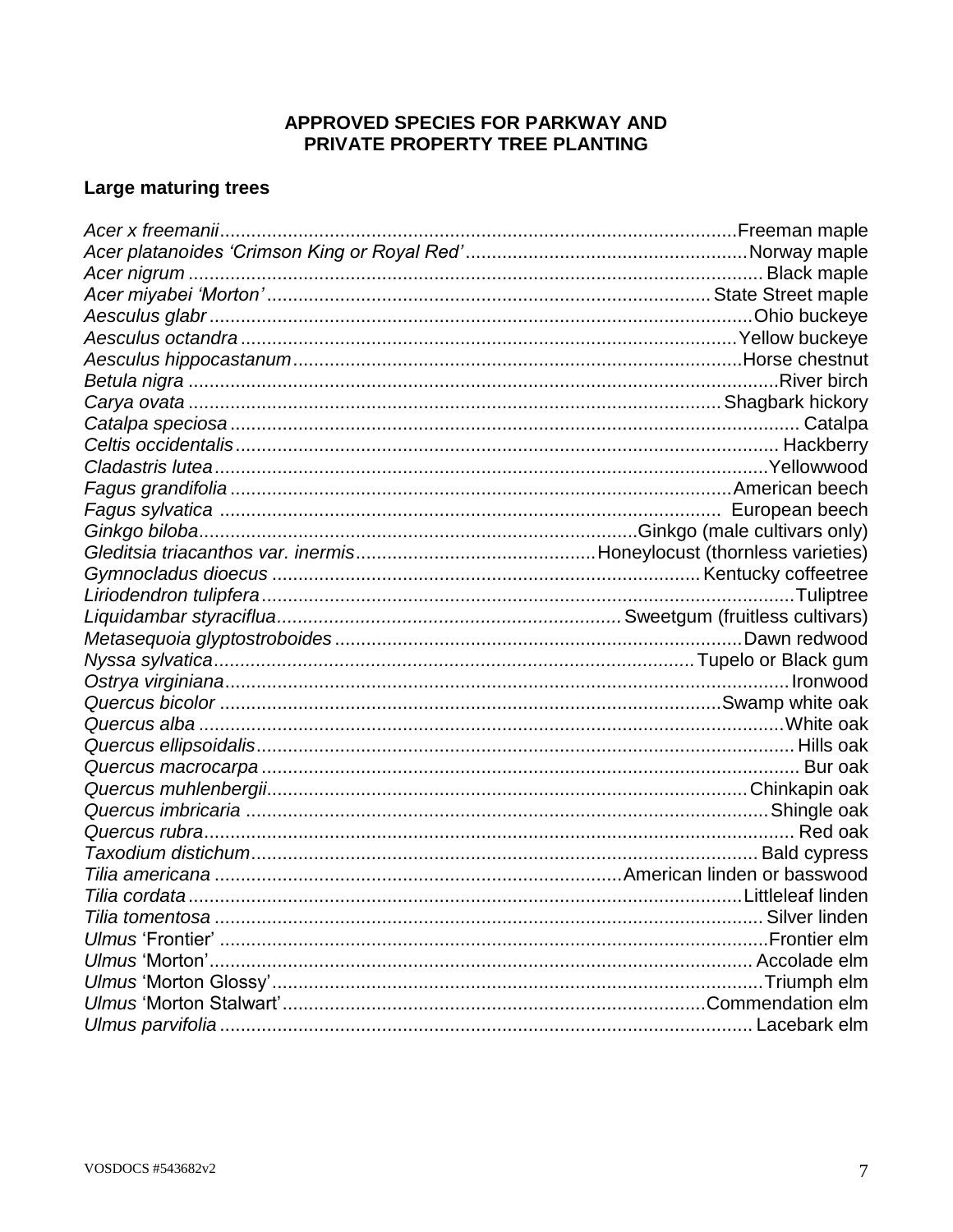## APPROVED SPECIES FOR PARKWAY AND PRIVATE PROPERTY TREE PLANTING

### Large maturing trees

| Scientific name | Common name |
|---|---|
| *Acer x freemanii* | Freeman maple |
| *Acer platanoides 'Crimson King or Royal Red'* | Norway maple |
| *Acer nigrum* | Black maple |
| *Acer miyabei 'Morton'* | State Street maple |
| *Aesculus glabr* | Ohio buckeye |
| *Aesculus octandra* | Yellow buckeye |
| *Aesculus hippocastanum* | Horse chestnut |
| *Betula nigra* | River birch |
| *Carya ovata* | Shagbark hickory |
| *Catalpa speciosa* | Catalpa |
| *Celtis occidentalis* | Hackberry |
| *Cladastris lutea* | Yellowwood |
| *Fagus grandifolia* | American beech |
| *Fagus sylvatica* | European beech |
| *Ginkgo biloba* | Ginkgo (male cultivars only) |
| *Gleditsia triacanthos var. inermis* | Honeylocust (thornless varieties) |
| *Gymnocladus dioecus* | Kentucky coffeetree |
| *Liriodendron tulipfera* | Tuliptree |
| *Liquidambar styraciflua* | Sweetgum (fruitless cultivars) |
| *Metasequoia glyptostroboides* | Dawn redwood |
| *Nyssa sylvatica* | Tupelo or Black gum |
| *Ostrya virginiana* | Ironwood |
| *Quercus bicolor* | Swamp white oak |
| *Quercus alba* | White oak |
| *Quercus ellipsoidalis* | Hills oak |
| *Quercus macrocarpa* | Bur oak |
| *Quercus muhlenbergii* | Chinkapin oak |
| *Quercus imbricaria* | Shingle oak |
| *Quercus rubra* | Red oak |
| *Taxodium distichum* | Bald cypress |
| *Tilia americana* | American linden or basswood |
| *Tilia cordata* | Littleleaf linden |
| *Tilia tomentosa* | Silver linden |
| *Ulmus* 'Frontier' | Frontier elm |
| *Ulmus* 'Morton' | Accolade elm |
| *Ulmus* 'Morton Glossy' | Triumph elm |
| *Ulmus* 'Morton Stalwart' | Commendation elm |
| *Ulmus parvifolia* | Lacebark elm |

VOSDOCS #543682v2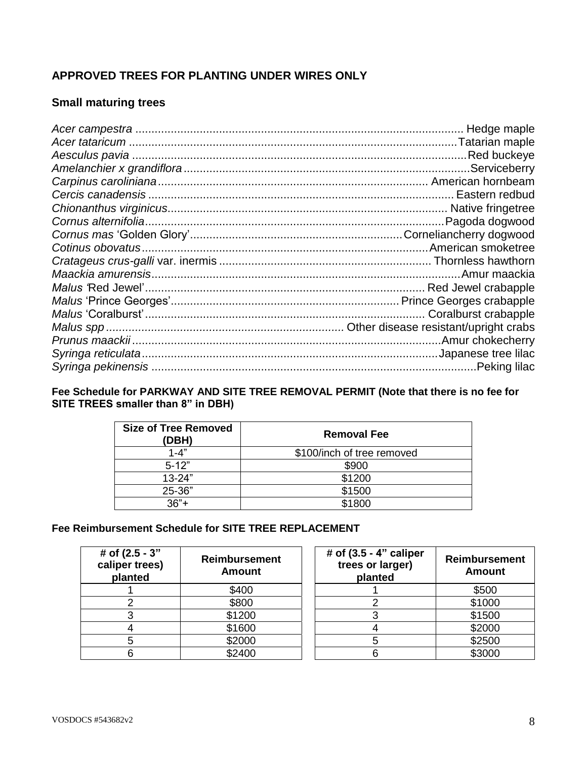### APPROVED TREES FOR PLANTING UNDER WIRES ONLY

#### Small maturing trees

*Acer campestra* .................................................... Hedge maple
*Acer tataricum* .................................................... Tatarian maple
*Aesculus pavia* .................................................... Red buckeye
*Amelanchier x grandiflora* ........................................ Serviceberry
*Carpinus caroliniana* .............................................. American hornbeam
*Cercis canadensis* ................................................. Eastern redbud
*Chionanthus virginicus*............................................. Native fringetree
*Cornus alternifolia*.................................................. Pagoda dogwood
*Cornus mas* 'Golden Glory'........................................ Corneliancherry dogwood
*Cotinus obovatus*.................................................... American smoketree
*Crataegus crus-galli* var. inermis ............................... Thornless hawthorn
*Maackia amurensis*.................................................. Amur maackia
*Malus '*Red Jewel'................................................... Red Jewel crabapple
*Malus* 'Prince Georges'............................................. Prince Georges crabapple
*Malus* 'Coralburst'................................................... Coralburst crabapple
*Malus spp* ............................................................ Other disease resistant/upright crabs
*Prunus maackii* ..................................................... Amur chokecherry
*Syringa reticulata*................................................... Japanese tree lilac
*Syringa pekinensis* ................................................. Peking lilac

**Fee Schedule for PARKWAY AND SITE TREE REMOVAL PERMIT (Note that there is no fee for SITE TREES smaller than 8" in DBH)**

| Size of Tree Removed (DBH) | Removal Fee |
|---|---|
| 1-4" | $100/inch of tree removed |
| 5-12" | $900 |
| 13-24" | $1200 |
| 25-36" | $1500 |
| 36"+ | $1800 |

**Fee Reimbursement Schedule for SITE TREE REPLACEMENT**

| # of (2.5 - 3" caliper trees) planted | Reimbursement Amount |
|---|---|
| 1 | $400 |
| 2 | $800 |
| 3 | $1200 |
| 4 | $1600 |
| 5 | $2000 |
| 6 | $2400 |

| # of (3.5 - 4" caliper trees or larger) planted | Reimbursement Amount |
|---|---|
| 1 | $500 |
| 2 | $1000 |
| 3 | $1500 |
| 4 | $2000 |
| 5 | $2500 |
| 6 | $3000 |

VOSDOCS #543682v2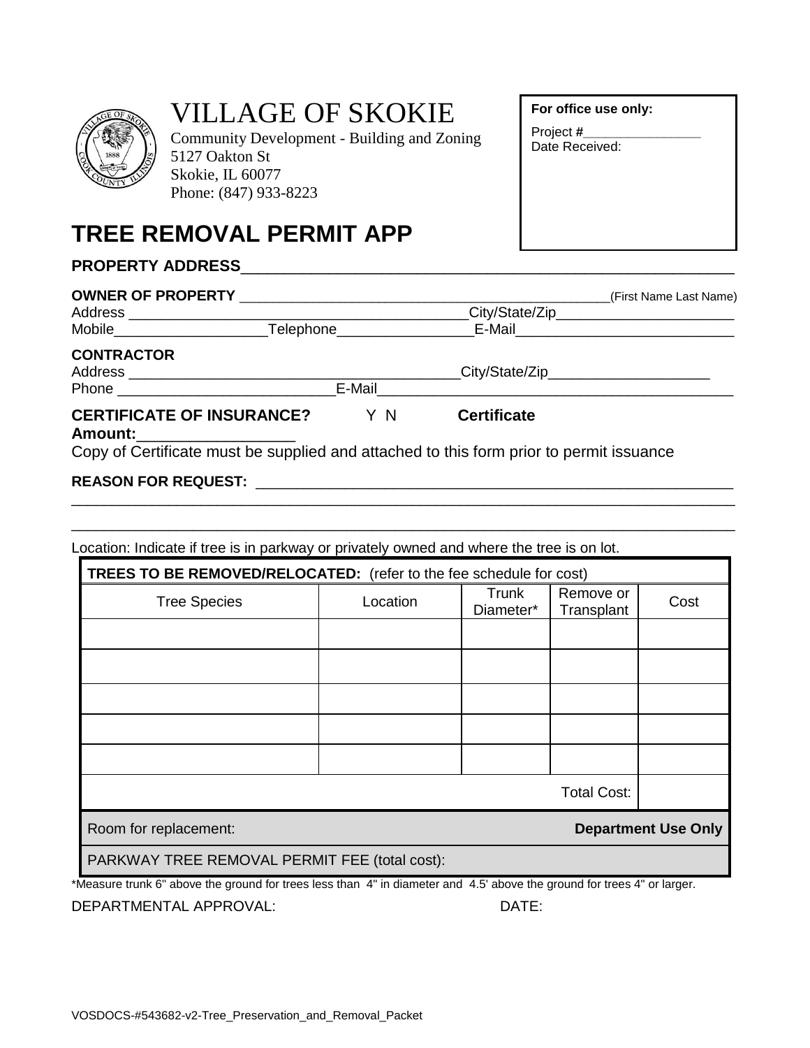# VILLAGE OF SKOKIE

Community Development - Building and Zoning
5127 Oakton St
Skokie, IL 60077
Phone: (847) 933-8223

**For office use only:**

Project #_______________
Date Received:

## TREE REMOVAL PERMIT APP

**PROPERTY ADDRESS**_______________________________________________________

**OWNER OF PROPERTY** _____________________________________________(First Name Last Name)
Address ________________________________________City/State/Zip______________________
Mobile__________________Telephone________________E-Mail__________________________

**CONTRACTOR**
Address ________________________________________City/State/Zip____________________
Phone __________________________E-Mail__________________________________________

**CERTIFICATE OF INSURANCE?** Y N **Certificate Amount:**__________________
Copy of Certificate must be supplied and attached to this form prior to permit issuance

**REASON FOR REQUEST:** _______________________________________________________
_____________________________________________________________________________
_____________________________________________________________________________

Location: Indicate if tree is in parkway or privately owned and where the tree is on lot.

| **TREES TO BE REMOVED/RELOCATED:** (refer to the fee schedule for cost) | | | | |
|---|---|---|---|---|
| Tree Species | Location | Trunk Diameter* | Remove or Transplant | Cost |
| | | | | |
| | | | | |
| | | | | |
| | | | | |
| | | | | |
| | | | Total Cost: | |
| Room for replacement: | | | **Department Use Only** | |
| PARKWAY TREE REMOVAL PERMIT FEE (total cost): | | | | |

*Measure trunk 6" above the ground for trees less than 4" in diameter and 4.5' above the ground for trees 4" or larger.

DEPARTMENTAL APPROVAL: DATE:

VOSDOCS-#543682-v2-Tree_Preservation_and_Removal_Packet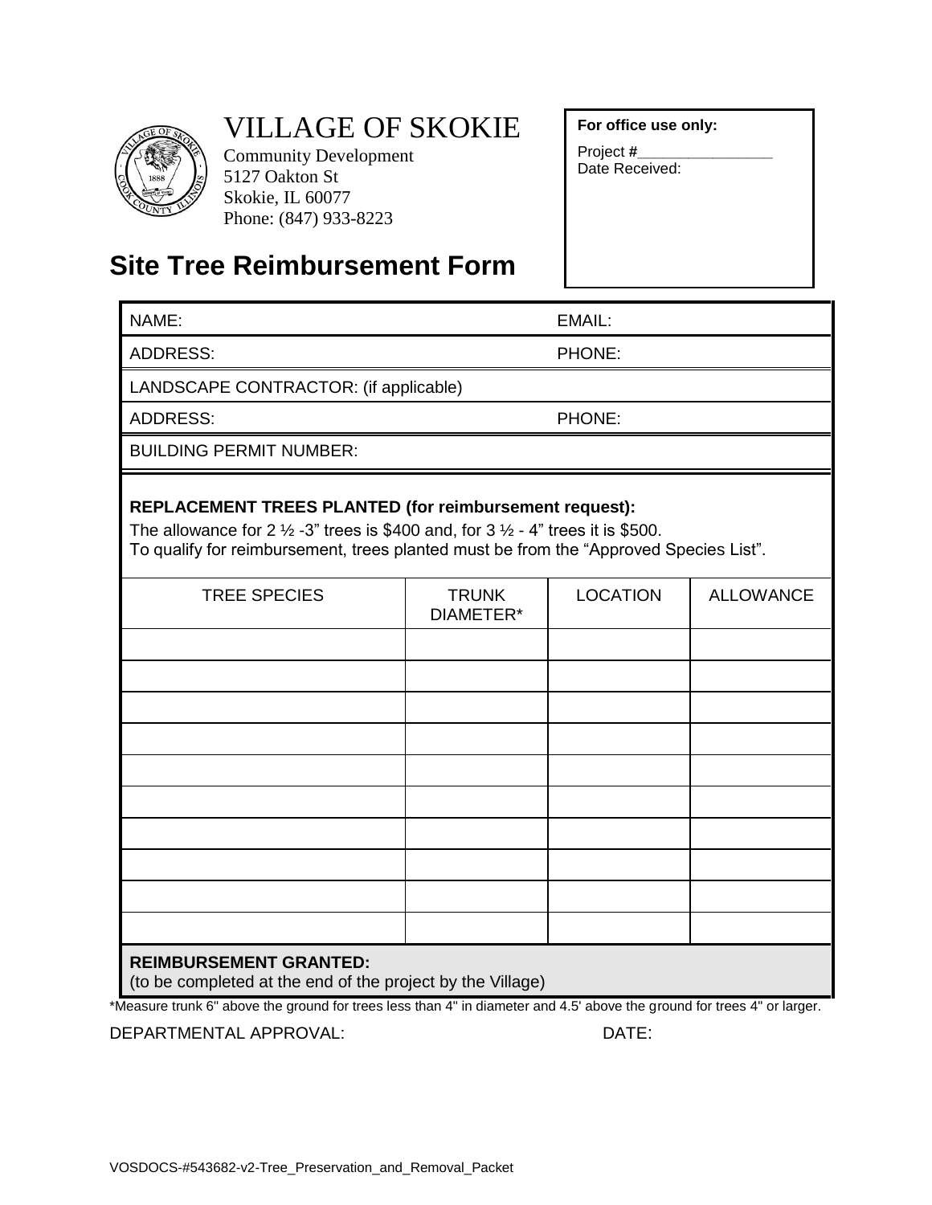VILLAGE OF SKOKIE

Community Development
5127 Oakton St
Skokie, IL 60077
Phone: (847) 933-8223

**For office use only:**

Project #________________
Date Received:

# Site Tree Reimbursement Form

NAME: EMAIL:

ADDRESS: PHONE:

LANDSCAPE CONTRACTOR: (if applicable)

ADDRESS: PHONE:

BUILDING PERMIT NUMBER:

**REPLACEMENT TREES PLANTED (for reimbursement request):**

The allowance for 2 ½ -3" trees is $400 and, for 3 ½ - 4" trees it is $500.
To qualify for reimbursement, trees planted must be from the "Approved Species List".

| TREE SPECIES | TRUNK DIAMETER* | LOCATION | ALLOWANCE |
|---|---|---|---|
| | | | |
| | | | |
| | | | |
| | | | |
| | | | |
| | | | |
| | | | |
| | | | |
| | | | |
| | | | |

**REIMBURSEMENT GRANTED:**
(to be completed at the end of the project by the Village)

*Measure trunk 6" above the ground for trees less than 4" in diameter and 4.5' above the ground for trees 4" or larger.

DEPARTMENTAL APPROVAL: DATE:

VOSDOCS-#543682-v2-Tree_Preservation_and_Removal_Packet